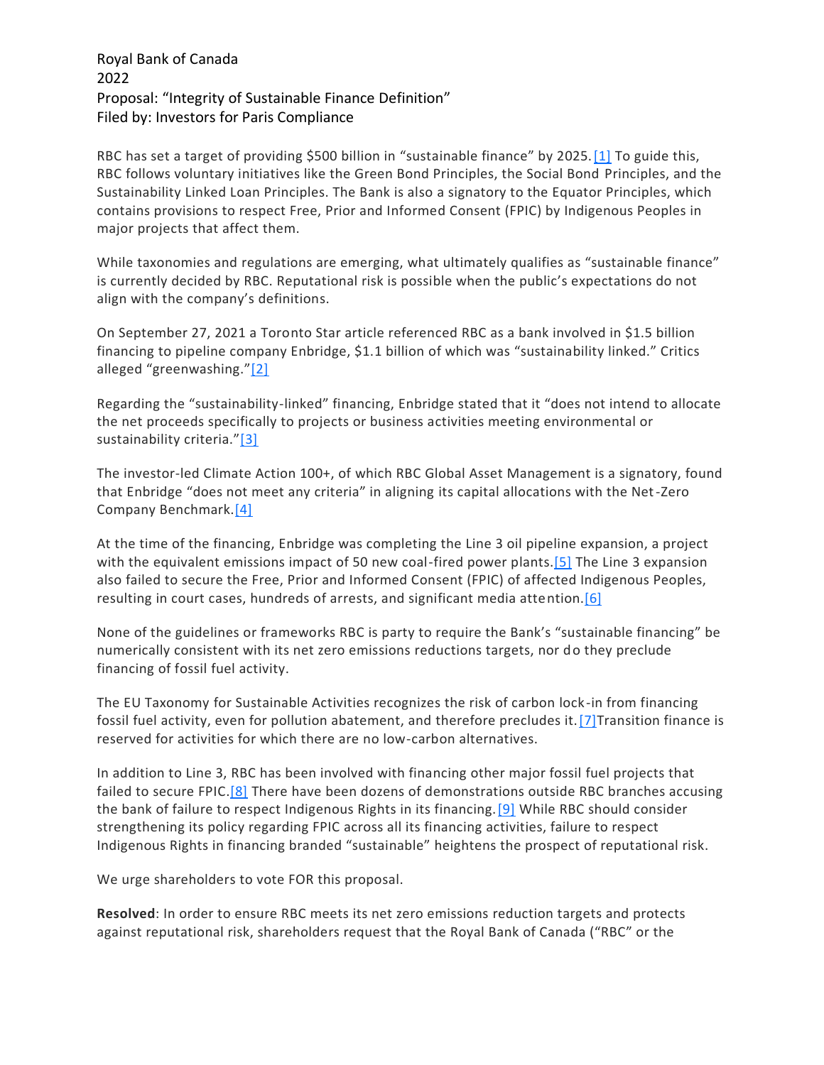Royal Bank of Canada
2022
Proposal: "Integrity of Sustainable Finance Definition"
Filed by: Investors for Paris Compliance

RBC has set a target of providing $500 billion in "sustainable finance" by 2025.[1] To guide this, RBC follows voluntary initiatives like the Green Bond Principles, the Social Bond Principles, and the Sustainability Linked Loan Principles. The Bank is also a signatory to the Equator Principles, which contains provisions to respect Free, Prior and Informed Consent (FPIC) by Indigenous Peoples in major projects that affect them.

While taxonomies and regulations are emerging, what ultimately qualifies as "sustainable finance" is currently decided by RBC. Reputational risk is possible when the public's expectations do not align with the company's definitions.

On September 27, 2021 a Toronto Star article referenced RBC as a bank involved in $1.5 billion financing to pipeline company Enbridge, $1.1 billion of which was "sustainability linked." Critics alleged "greenwashing."[2]

Regarding the "sustainability-linked" financing, Enbridge stated that it "does not intend to allocate the net proceeds specifically to projects or business activities meeting environmental or sustainability criteria."[3]

The investor-led Climate Action 100+, of which RBC Global Asset Management is a signatory, found that Enbridge "does not meet any criteria" in aligning its capital allocations with the Net-Zero Company Benchmark.[4]

At the time of the financing, Enbridge was completing the Line 3 oil pipeline expansion, a project with the equivalent emissions impact of 50 new coal-fired power plants.[5] The Line 3 expansion also failed to secure the Free, Prior and Informed Consent (FPIC) of affected Indigenous Peoples, resulting in court cases, hundreds of arrests, and significant media attention.[6]

None of the guidelines or frameworks RBC is party to require the Bank's "sustainable financing" be numerically consistent with its net zero emissions reductions targets, nor do they preclude financing of fossil fuel activity.

The EU Taxonomy for Sustainable Activities recognizes the risk of carbon lock-in from financing fossil fuel activity, even for pollution abatement, and therefore precludes it.[7] Transition finance is reserved for activities for which there are no low-carbon alternatives.

In addition to Line 3, RBC has been involved with financing other major fossil fuel projects that failed to secure FPIC.[8] There have been dozens of demonstrations outside RBC branches accusing the bank of failure to respect Indigenous Rights in its financing.[9] While RBC should consider strengthening its policy regarding FPIC across all its financing activities, failure to respect Indigenous Rights in financing branded "sustainable" heightens the prospect of reputational risk.

We urge shareholders to vote FOR this proposal.

**Resolved**: In order to ensure RBC meets its net zero emissions reduction targets and protects against reputational risk, shareholders request that the Royal Bank of Canada ("RBC" or the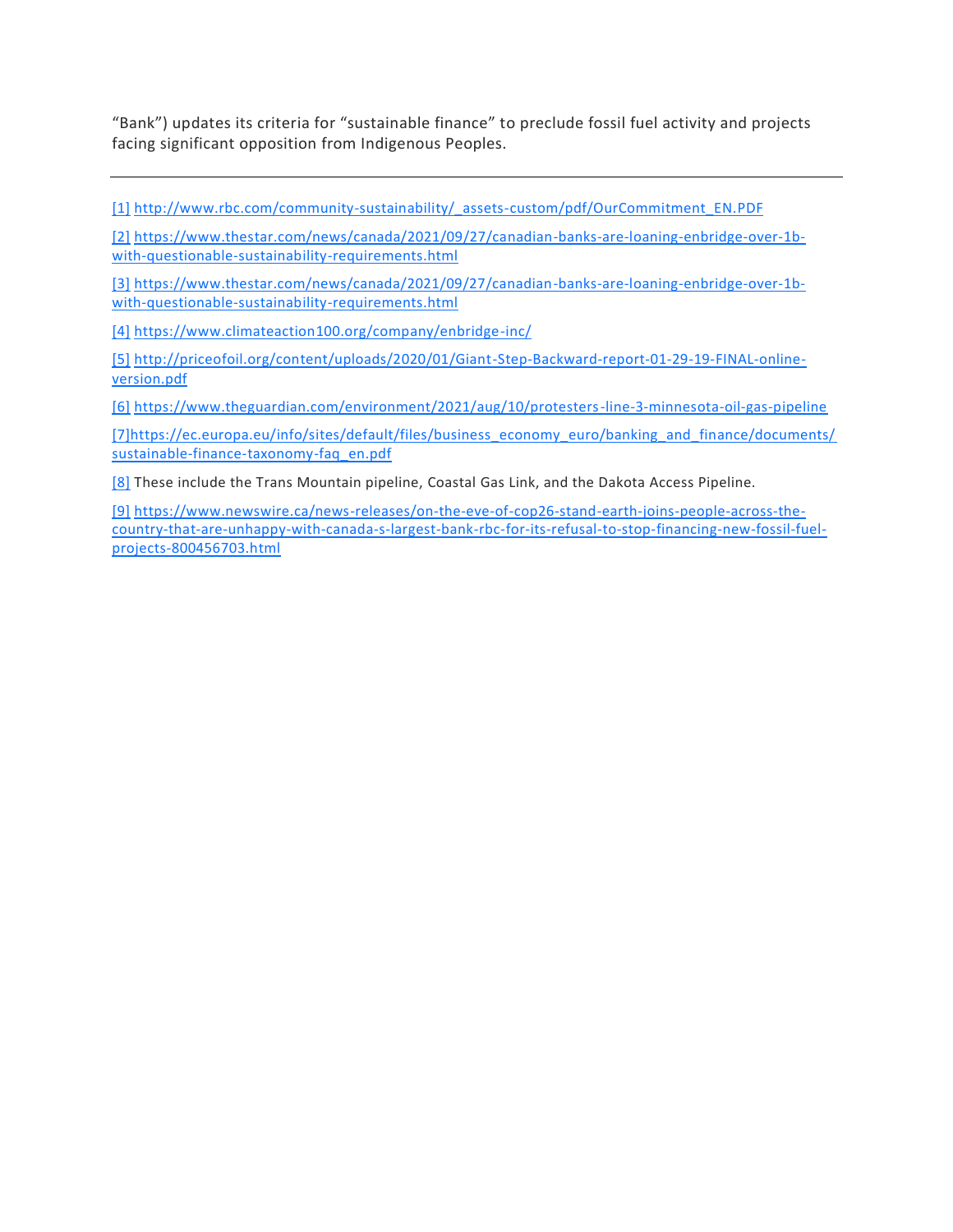"Bank") updates its criteria for "sustainable finance" to preclude fossil fuel activity and projects facing significant opposition from Indigenous Peoples.

---

[1] http://www.rbc.com/community-sustainability/_assets-custom/pdf/OurCommitment_EN.PDF

[2] https://www.thestar.com/news/canada/2021/09/27/canadian-banks-are-loaning-enbridge-over-1b-with-questionable-sustainability-requirements.html

[3] https://www.thestar.com/news/canada/2021/09/27/canadian-banks-are-loaning-enbridge-over-1b-with-questionable-sustainability-requirements.html

[4] https://www.climateaction100.org/company/enbridge-inc/

[5] http://priceofoil.org/content/uploads/2020/01/Giant-Step-Backward-report-01-29-19-FINAL-online-version.pdf

[6] https://www.theguardian.com/environment/2021/aug/10/protesters-line-3-minnesota-oil-gas-pipeline

[7]https://ec.europa.eu/info/sites/default/files/business_economy_euro/banking_and_finance/documents/sustainable-finance-taxonomy-faq_en.pdf

[8] These include the Trans Mountain pipeline, Coastal Gas Link, and the Dakota Access Pipeline.

[9] https://www.newswire.ca/news-releases/on-the-eve-of-cop26-stand-earth-joins-people-across-the-country-that-are-unhappy-with-canada-s-largest-bank-rbc-for-its-refusal-to-stop-financing-new-fossil-fuel-projects-800456703.html